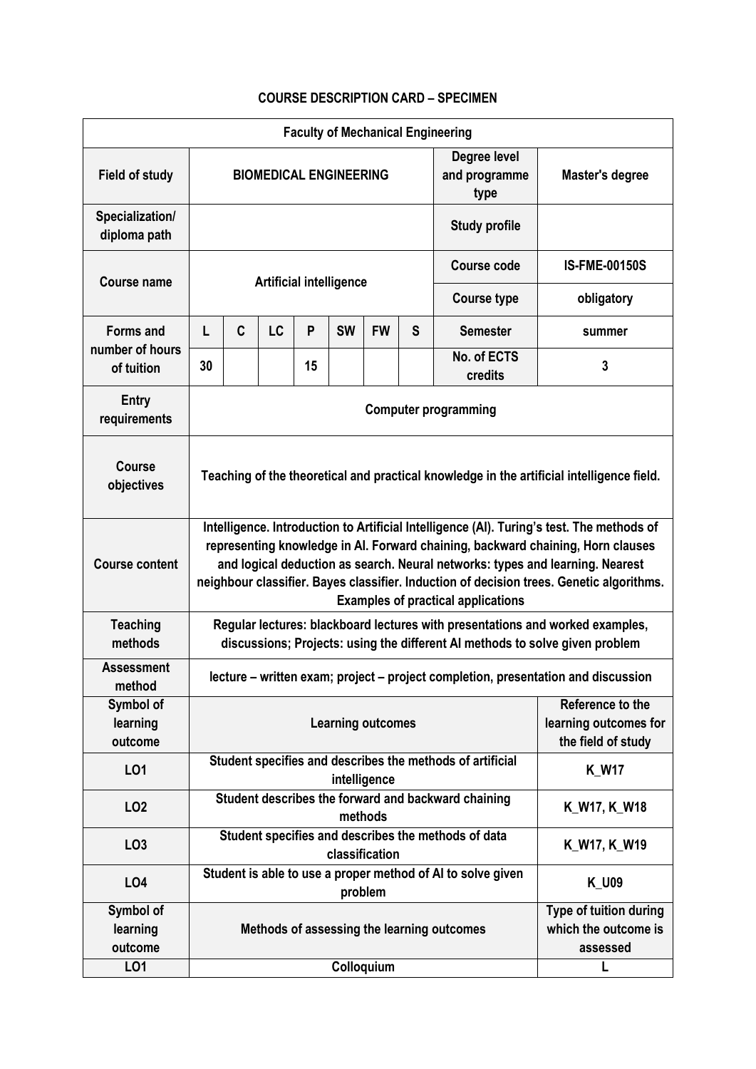## COURSE DESCRIPTION CARD – SPECIMEN

| Faculty of Mechanical Engineering | | | | | | | | | |
|---|---|---|---|---|---|---|---|---|---|
| **Field of study** | **BIOMEDICAL ENGINEERING** | | | | | | | **Degree level and programme type** | **Master's degree** |
| **Specialization/ diploma path** | | | | | | | | **Study profile** | |
| **Course name** | **Artificial intelligence** | | | | | | | **Course code** | **IS-FME-00150S** |
| | | | | | | | | **Course type** | **obligatory** |
| **Forms and number of hours of tuition** | **L** | **C** | **LC** | **P** | **SW** | **FW** | **S** | **Semester** | **summer** |
| | **30** | | | **15** | | | | **No. of ECTS credits** | **3** |
| **Entry requirements** | **Computer programming** | | | | | | | | |
| **Course objectives** | **Teaching of the theoretical and practical knowledge in the artificial intelligence field.** | | | | | | | | |
| **Course content** | **Intelligence. Introduction to Artificial Intelligence (AI). Turing's test. The methods of representing knowledge in AI. Forward chaining, backward chaining, Horn clauses and logical deduction as search. Neural networks: types and learning. Nearest neighbour classifier. Bayes classifier. Induction of decision trees. Genetic algorithms. Examples of practical applications** | | | | | | | | |
| **Teaching methods** | **Regular lectures: blackboard lectures with presentations and worked examples, discussions; Projects: using the different AI methods to solve given problem** | | | | | | | | |
| **Assessment method** | **lecture – written exam; project – project completion, presentation and discussion** | | | | | | | | |
| **Symbol of learning outcome** | **Learning outcomes** | | | | | | | | **Reference to the learning outcomes for the field of study** |
| **LO1** | **Student specifies and describes the methods of artificial intelligence** | | | | | | | | **K_W17** |
| **LO2** | **Student describes the forward and backward chaining methods** | | | | | | | | **K_W17, K_W18** |
| **LO3** | **Student specifies and describes the methods of data classification** | | | | | | | | **K_W17, K_W19** |
| **LO4** | **Student is able to use a proper method of AI to solve given problem** | | | | | | | | **K_U09** |
| **Symbol of learning outcome** | **Methods of assessing the learning outcomes** | | | | | | | | **Type of tuition during which the outcome is assessed** |
| **LO1** | **Colloquium** | | | | | | | | **L** |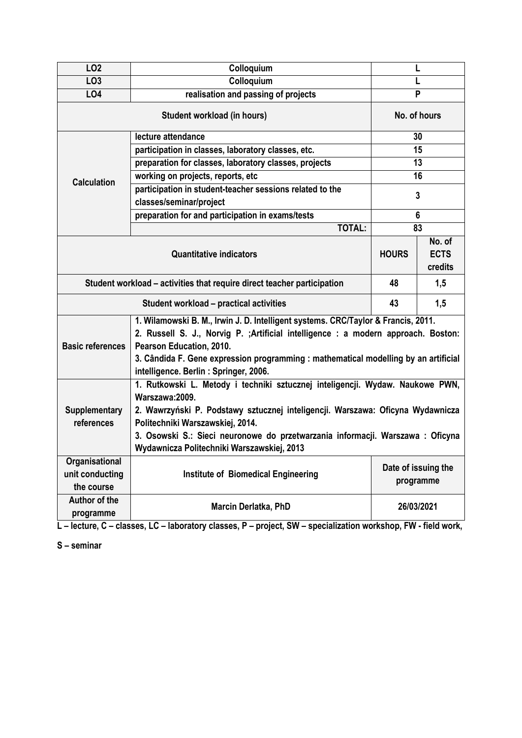| | | | |
|---|---|---|---|
| **LO2** | **Colloquium** | **L** | |
| **LO3** | **Colloquium** | **L** | |
| **LO4** | **realisation and passing of projects** | **P** | |
| **Student workload (in hours)** | | **No. of hours** | |
| **Calculation** | **lecture attendance** | **30** | |
| | **participation in classes, laboratory classes, etc.** | **15** | |
| | **preparation for classes, laboratory classes, projects** | **13** | |
| | **working on projects, reports, etc** | **16** | |
| | **participation in student-teacher sessions related to the classes/seminar/project** | **3** | |
| | **preparation for and participation in exams/tests** | **6** | |
| | **TOTAL:** | **83** | |
| **Quantitative indicators** | | **HOURS** | **No. of ECTS credits** |
| **Student workload – activities that require direct teacher participation** | | **48** | **1,5** |
| **Student workload – practical activities** | | **43** | **1,5** |
| **Basic references** | **1. Wilamowski B. M., Irwin J. D. Intelligent systems. CRC/Taylor & Francis, 2011.** <br> **2. Russell S. J., Norvig P. ;Artificial intelligence : a modern approach. Boston: Pearson Education, 2010.** <br> **3. Cândida F. Gene expression programming : mathematical modelling by an artificial intelligence. Berlin : Springer, 2006.** | | |
| **Supplementary references** | **1. Rutkowski L. Metody i techniki sztucznej inteligencji. Wydaw. Naukowe PWN, Warszawa:2009.** <br> **2. Wawrzyński P. Podstawy sztucznej inteligencji. Warszawa: Oficyna Wydawnicza Politechniki Warszawskiej, 2014.** <br> **3. Osowski S.: Sieci neuronowe do przetwarzania informacji. Warszawa : Oficyna Wydawnicza Politechniki Warszawskiej, 2013** | | |
| **Organisational unit conducting the course** | **Institute of Biomedical Engineering** | **Date of issuing the programme** | |
| **Author of the programme** | **Marcin Derlatka, PhD** | **26/03/2021** | |

**L – lecture, C – classes, LC – laboratory classes, P – project, SW – specialization workshop, FW - field work, S – seminar**